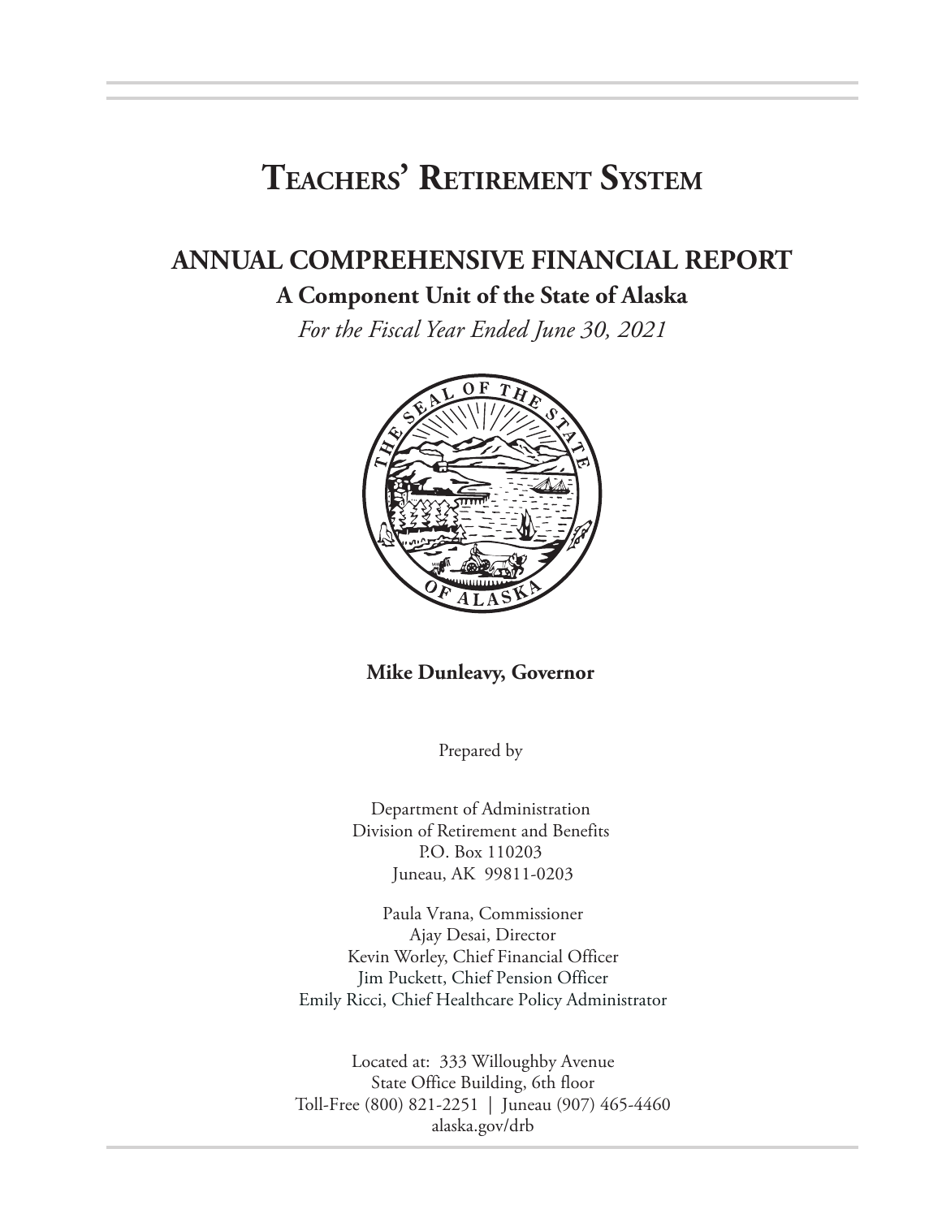# Teachers' Retirement System

## ANNUAL COMPREHENSIVE FINANCIAL REPORT

### A Component Unit of the State of Alaska

*For the Fiscal Year Ended June 30, 2021*

**Mike Dunleavy, Governor**

Prepared by

Department of Administration
Division of Retirement and Benefits
P.O. Box 110203
Juneau, AK 99811-0203

Paula Vrana, Commissioner
Ajay Desai, Director
Kevin Worley, Chief Financial Officer
Jim Puckett, Chief Pension Officer
Emily Ricci, Chief Healthcare Policy Administrator

Located at: 333 Willoughby Avenue
State Office Building, 6th floor
Toll-Free (800) 821-2251 | Juneau (907) 465-4460
alaska.gov/drb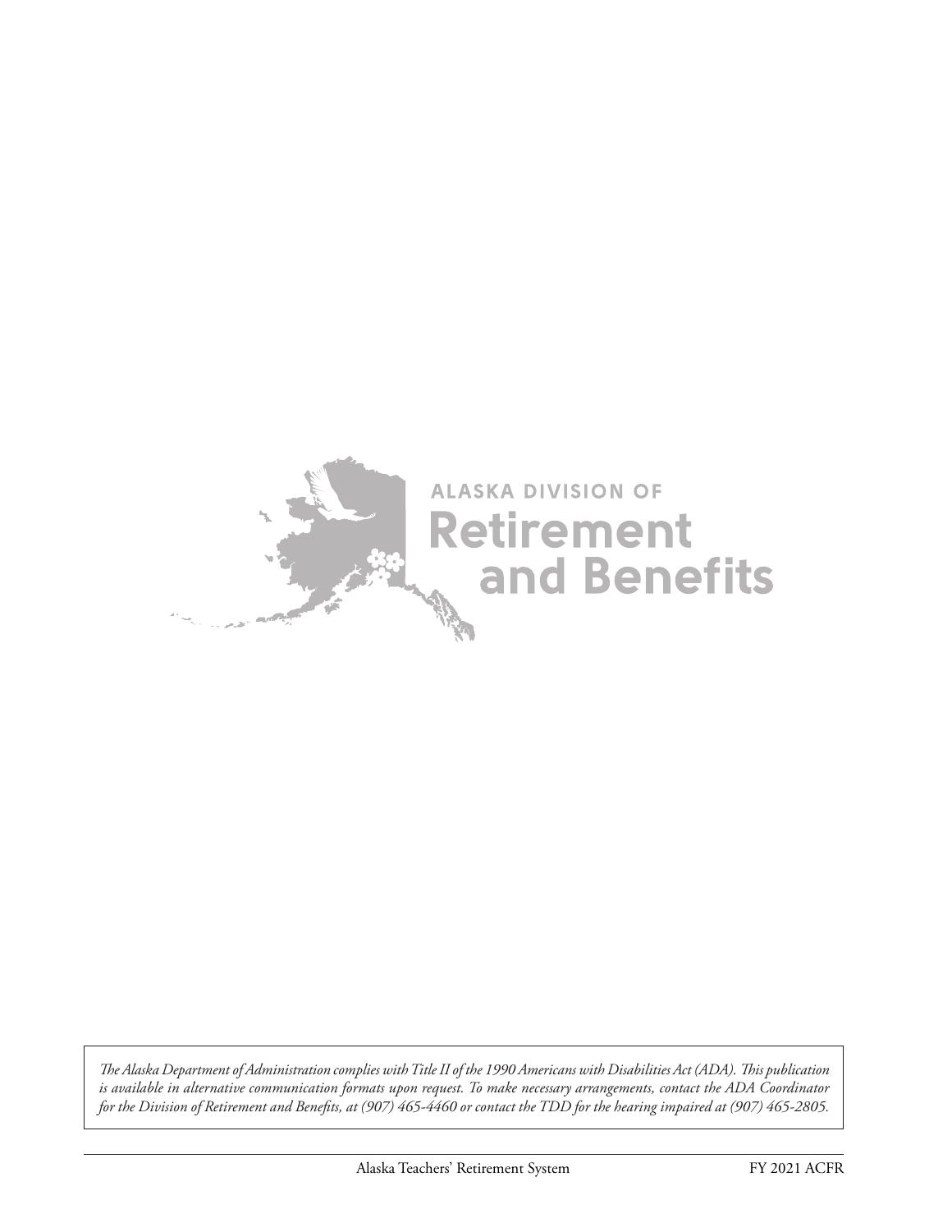ALASKA DIVISION OF

Retirement and Benefits

*The Alaska Department of Administration complies with Title II of the 1990 Americans with Disabilities Act (ADA). This publication is available in alternative communication formats upon request. To make necessary arrangements, contact the ADA Coordinator for the Division of Retirement and Benefits, at (907) 465-4460 or contact the TDD for the hearing impaired at (907) 465-2805.*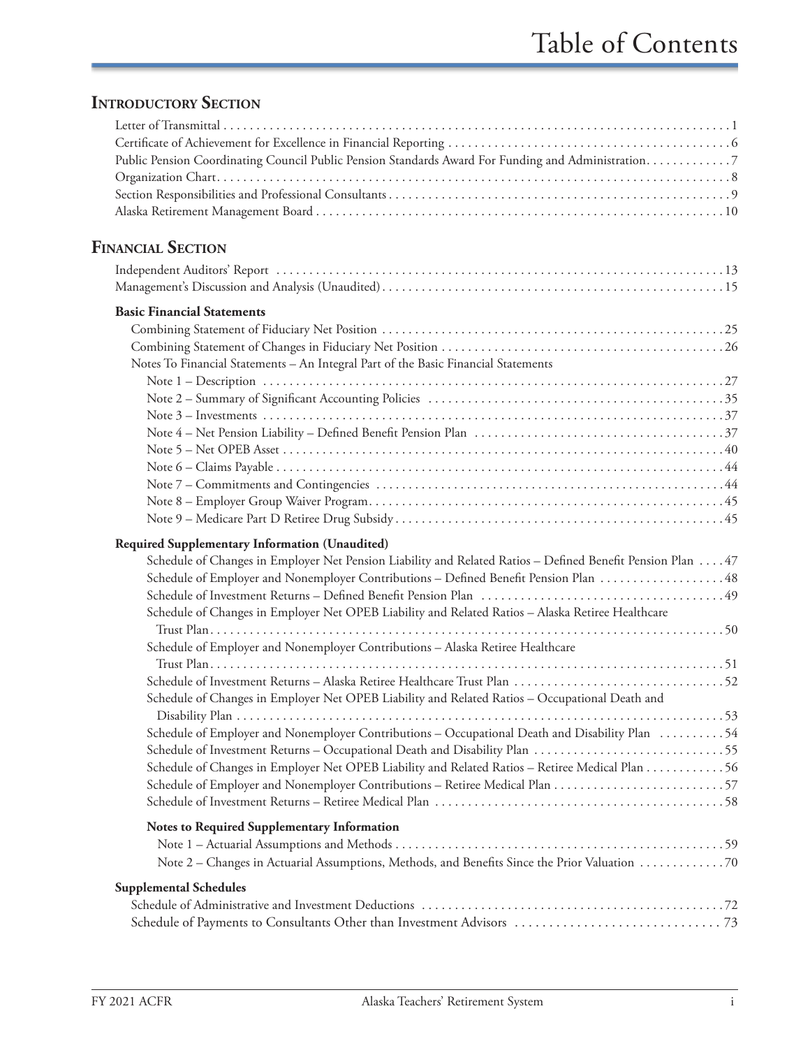# Table of Contents

## Introductory Section

- Letter of Transmittal . . . 1
- Certificate of Achievement for Excellence in Financial Reporting . . . 6
- Public Pension Coordinating Council Public Pension Standards Award For Funding and Administration . . . 7
- Organization Chart . . . 8
- Section Responsibilities and Professional Consultants . . . 9
- Alaska Retirement Management Board . . . 10

## Financial Section

- Independent Auditors' Report . . . 13
- Management's Discussion and Analysis (Unaudited) . . . 15

**Basic Financial Statements**

- Combining Statement of Fiduciary Net Position . . . 25
- Combining Statement of Changes in Fiduciary Net Position . . . 26
- Notes To Financial Statements – An Integral Part of the Basic Financial Statements
  - Note 1 – Description . . . 27
  - Note 2 – Summary of Significant Accounting Policies . . . 35
  - Note 3 – Investments . . . 37
  - Note 4 – Net Pension Liability – Defined Benefit Pension Plan . . . 37
  - Note 5 – Net OPEB Asset . . . 40
  - Note 6 – Claims Payable . . . 44
  - Note 7 – Commitments and Contingencies . . . 44
  - Note 8 – Employer Group Waiver Program . . . 45
  - Note 9 – Medicare Part D Retiree Drug Subsidy . . . 45

**Required Supplementary Information (Unaudited)**

- Schedule of Changes in Employer Net Pension Liability and Related Ratios – Defined Benefit Pension Plan . . . 47
- Schedule of Employer and Nonemployer Contributions – Defined Benefit Pension Plan . . . 48
- Schedule of Investment Returns – Defined Benefit Pension Plan . . . 49
- Schedule of Changes in Employer Net OPEB Liability and Related Ratios – Alaska Retiree Healthcare Trust Plan . . . 50
- Schedule of Employer and Nonemployer Contributions – Alaska Retiree Healthcare Trust Plan . . . 51
- Schedule of Investment Returns – Alaska Retiree Healthcare Trust Plan . . . 52
- Schedule of Changes in Employer Net OPEB Liability and Related Ratios – Occupational Death and Disability Plan . . . 53
- Schedule of Employer and Nonemployer Contributions – Occupational Death and Disability Plan . . . 54
- Schedule of Investment Returns – Occupational Death and Disability Plan . . . 55
- Schedule of Changes in Employer Net OPEB Liability and Related Ratios – Retiree Medical Plan . . . 56
- Schedule of Employer and Nonemployer Contributions – Retiree Medical Plan . . . 57
- Schedule of Investment Returns – Retiree Medical Plan . . . 58

**Notes to Required Supplementary Information**

- Note 1 – Actuarial Assumptions and Methods . . . 59
- Note 2 – Changes in Actuarial Assumptions, Methods, and Benefits Since the Prior Valuation . . . 70

**Supplemental Schedules**

- Schedule of Administrative and Investment Deductions . . . 72
- Schedule of Payments to Consultants Other than Investment Advisors . . . 73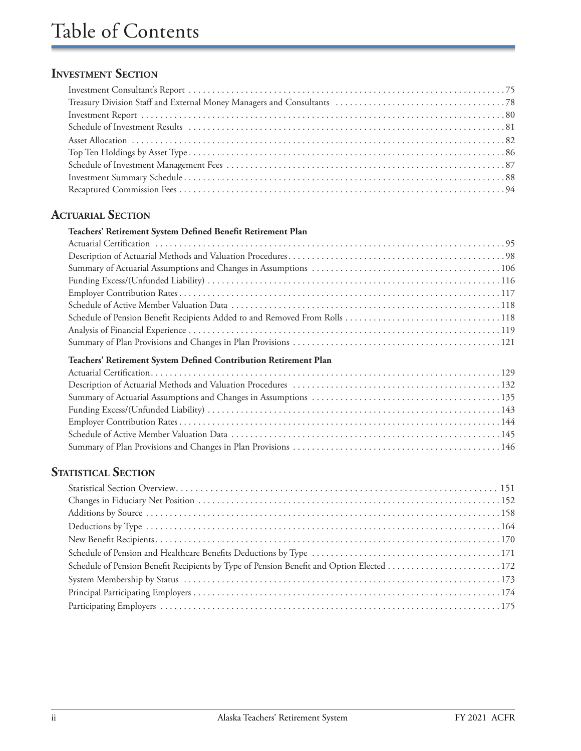# Table of Contents

## Investment Section

Investment Consultant's Report . . . . . . . . . . 75
Treasury Division Staff and External Money Managers and Consultants . . . . . . . . . . 78
Investment Report . . . . . . . . . . 80
Schedule of Investment Results . . . . . . . . . . 81
Asset Allocation . . . . . . . . . . 82
Top Ten Holdings by Asset Type . . . . . . . . . . 86
Schedule of Investment Management Fees . . . . . . . . . . 87
Investment Summary Schedule . . . . . . . . . . 88
Recaptured Commission Fees . . . . . . . . . . 94

## Actuarial Section

### Teachers' Retirement System Defined Benefit Retirement Plan

Actuarial Certification . . . . . . . . . . 95
Description of Actuarial Methods and Valuation Procedures . . . . . . . . . . 98
Summary of Actuarial Assumptions and Changes in Assumptions . . . . . . . . . . 106
Funding Excess/(Unfunded Liability) . . . . . . . . . . 116
Employer Contribution Rates . . . . . . . . . . 117
Schedule of Active Member Valuation Data . . . . . . . . . . 118
Schedule of Pension Benefit Recipients Added to and Removed From Rolls . . . . . . . . . . 118
Analysis of Financial Experience . . . . . . . . . . 119
Summary of Plan Provisions and Changes in Plan Provisions . . . . . . . . . . 121

### Teachers' Retirement System Defined Contribution Retirement Plan

Actuarial Certification . . . . . . . . . . 129
Description of Actuarial Methods and Valuation Procedures . . . . . . . . . . 132
Summary of Actuarial Assumptions and Changes in Assumptions . . . . . . . . . . 135
Funding Excess/(Unfunded Liability) . . . . . . . . . . 143
Employer Contribution Rates . . . . . . . . . . 144
Schedule of Active Member Valuation Data . . . . . . . . . . 145
Summary of Plan Provisions and Changes in Plan Provisions . . . . . . . . . . 146

## Statistical Section

Statistical Section Overview . . . . . . . . . . 151
Changes in Fiduciary Net Position . . . . . . . . . . 152
Additions by Source . . . . . . . . . . 158
Deductions by Type . . . . . . . . . . 164
New Benefit Recipients . . . . . . . . . . 170
Schedule of Pension and Healthcare Benefits Deductions by Type . . . . . . . . . . 171
Schedule of Pension Benefit Recipients by Type of Pension Benefit and Option Elected . . . . . . . . . . 172
System Membership by Status . . . . . . . . . . 173
Principal Participating Employers . . . . . . . . . . 174
Participating Employers . . . . . . . . . . 175